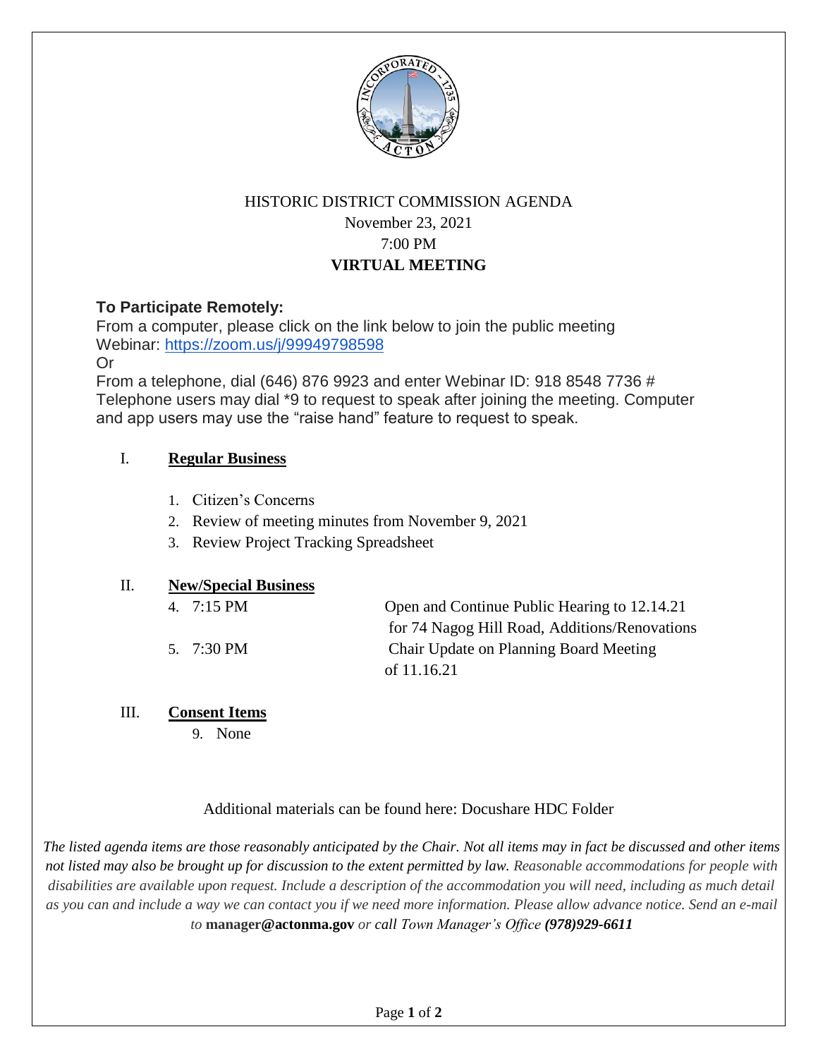# HISTORIC DISTRICT COMMISSION AGENDA

November 23, 2021

7:00 PM

**VIRTUAL MEETING**

**To Participate Remotely:**

From a computer, please click on the link below to join the public meeting

Webinar: https://zoom.us/j/99949798598

Or

From a telephone, dial (646) 876 9923 and enter Webinar ID: 918 8548 7736 #

Telephone users may dial *9 to request to speak after joining the meeting. Computer and app users may use the "raise hand" feature to request to speak.

## I. Regular Business

1. Citizen's Concerns
2. Review of meeting minutes from November 9, 2021
3. Review Project Tracking Spreadsheet

## II. New/Special Business

4. 7:15 PM — Open and Continue Public Hearing to 12.14.21 for 74 Nagog Hill Road, Additions/Renovations
5. 7:30 PM — Chair Update on Planning Board Meeting of 11.16.21

## III. Consent Items

9. None

Additional materials can be found here: Docushare HDC Folder

*The listed agenda items are those reasonably anticipated by the Chair. Not all items may in fact be discussed and other items not listed may also be brought up for discussion to the extent permitted by law. Reasonable accommodations for people with disabilities are available upon request. Include a description of the accommodation you will need, including as much detail as you can and include a way we can contact you if we need more information. Please allow advance notice. Send an e-mail to* **manager@actonma.gov** *or call Town Manager's Office* ***(978)929-6611***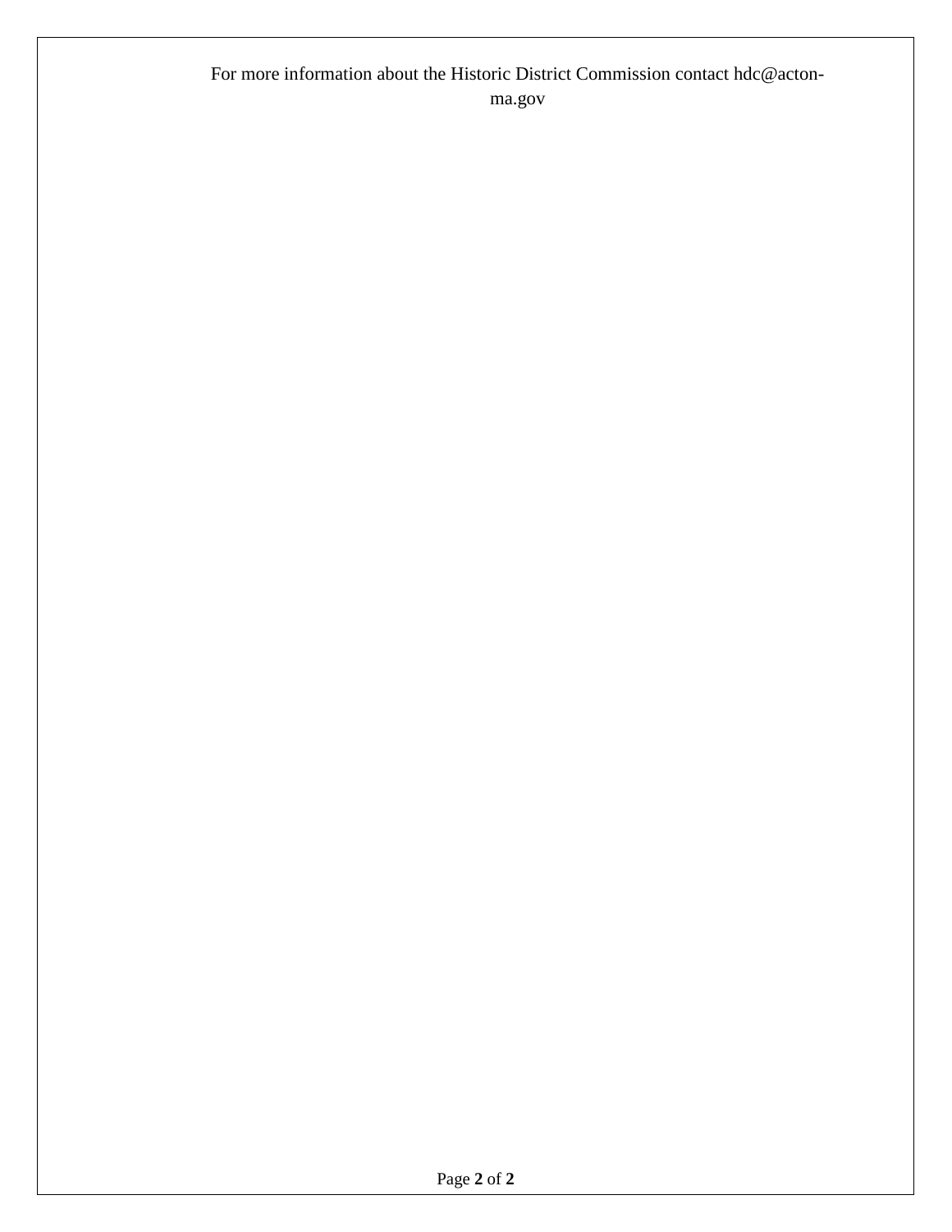For more information about the Historic District Commission contact hdc@acton-ma.gov